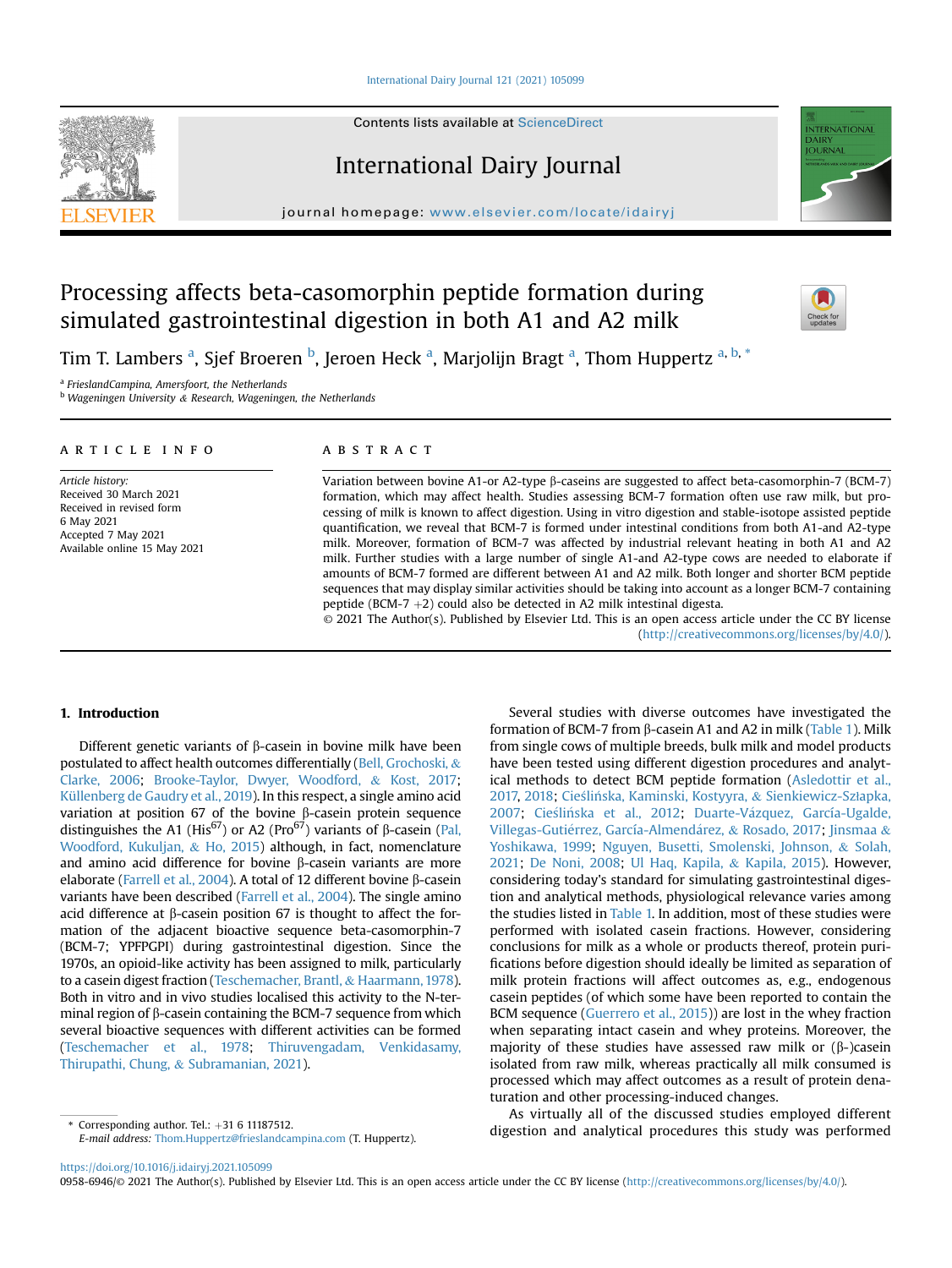# Processing affects beta-casomorphin peptide formation during simulated gastrointestinal digestion in both A1 and A2 milk

Tim T. Lambers [a], Sjef Broeren [b], Jeroen Heck [a], Marjolijn Bragt [a], Thom Huppertz [a, b, *]

[a] FrieslandCampina, Amersfoort, the Netherlands
[b] Wageningen University & Research, Wageningen, the Netherlands

## ARTICLE INFO

*Article history:*
Received 30 March 2021
Received in revised form 6 May 2021
Accepted 7 May 2021
Available online 15 May 2021

## ABSTRACT

Variation between bovine A1-or A2-type β-caseins are suggested to affect beta-casomorphin-7 (BCM-7) formation, which may affect health. Studies assessing BCM-7 formation often use raw milk, but processing of milk is known to affect digestion. Using in vitro digestion and stable-isotope assisted peptide quantification, we reveal that BCM-7 is formed under intestinal conditions from both A1-and A2-type milk. Moreover, formation of BCM-7 was affected by industrial relevant heating in both A1 and A2 milk. Further studies with a large number of single A1-and A2-type cows are needed to elaborate if amounts of BCM-7 formed are different between A1 and A2 milk. Both longer and shorter BCM peptide sequences that may display similar activities should be taking into account as a longer BCM-7 containing peptide (BCM-7 +2) could also be detected in A2 milk intestinal digesta.

© 2021 The Author(s). Published by Elsevier Ltd. This is an open access article under the CC BY license (http://creativecommons.org/licenses/by/4.0/).

## 1. Introduction

Different genetic variants of β-casein in bovine milk have been postulated to affect health outcomes differentially (Bell, Grochoski, & Clarke, 2006; Brooke-Taylor, Dwyer, Woodford, & Kost, 2017; Küllenberg de Gaudry et al., 2019). In this respect, a single amino acid variation at position 67 of the bovine β-casein protein sequence distinguishes the A1 (His[67]) or A2 (Pro[67]) variants of β-casein (Pal, Woodford, Kukuljan, & Ho, 2015) although, in fact, nomenclature and amino acid difference for bovine β-casein variants are more elaborate (Farrell et al., 2004). A total of 12 different bovine β-casein variants have been described (Farrell et al., 2004). The single amino acid difference at β-casein position 67 is thought to affect the formation of the adjacent bioactive sequence beta-casomorphin-7 (BCM-7; YPFPGPI) during gastrointestinal digestion. Since the 1970s, an opioid-like activity has been assigned to milk, particularly to a casein digest fraction (Teschemacher, Brantl, & Haarmann, 1978). Both in vitro and in vivo studies localised this activity to the N-terminal region of β-casein containing the BCM-7 sequence from which several bioactive sequences with different activities can be formed (Teschemacher et al., 1978; Thiruvengadam, Venkidasamy, Thirupathi, Chung, & Subramanian, 2021).

Several studies with diverse outcomes have investigated the formation of BCM-7 from β-casein A1 and A2 in milk (Table 1). Milk from single cows of multiple breeds, bulk milk and model products have been tested using different digestion procedures and analytical methods to detect BCM peptide formation (Asledottir et al., 2017, 2018; Cieślińska, Kaminski, Kostyyra, & Sienkiewicz-Szłapka, 2007; Cieślińska et al., 2012; Duarte-Vázquez, García-Ugalde, Villegas-Gutiérrez, García-Almendárez, & Rosado, 2017; Jinsmaa & Yoshikawa, 1999; Nguyen, Busetti, Smolenski, Johnson, & Solah, 2021; De Noni, 2008; Ul Haq, Kapila, & Kapila, 2015). However, considering today's standard for simulating gastrointestinal digestion and analytical methods, physiological relevance varies among the studies listed in Table 1. In addition, most of these studies were performed with isolated casein fractions. However, considering conclusions for milk as a whole or products thereof, protein purifications before digestion should ideally be limited as separation of milk protein fractions will affect outcomes as, e.g., endogenous casein peptides (of which some have been reported to contain the BCM sequence (Guerrero et al., 2015)) are lost in the whey fraction when separating intact casein and whey proteins. Moreover, the majority of these studies have assessed raw milk or (β-)casein isolated from raw milk, whereas practically all milk consumed is processed which may affect outcomes as a result of protein denaturation and other processing-induced changes.

As virtually all of the discussed studies employed different digestion and analytical procedures this study was performed

\* Corresponding author. Tel.: +31 6 11187512.
*E-mail address:* Thom.Huppertz@frieslandcampina.com (T. Huppertz).

https://doi.org/10.1016/j.idairyj.2021.105099
0958-6946/© 2021 The Author(s). Published by Elsevier Ltd. This is an open access article under the CC BY license (http://creativecommons.org/licenses/by/4.0/).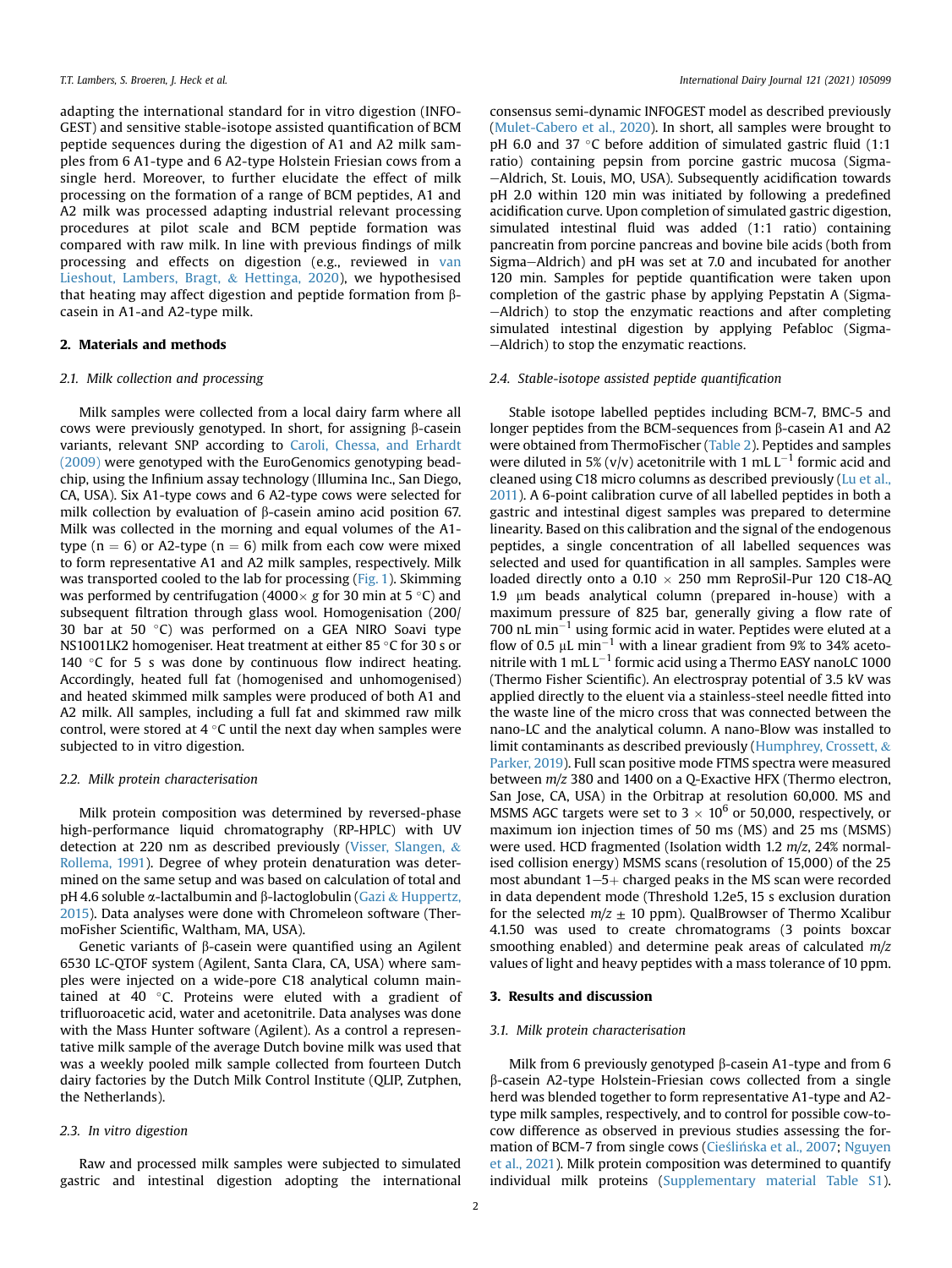adapting the international standard for in vitro digestion (INFOGEST) and sensitive stable-isotope assisted quantification of BCM peptide sequences during the digestion of A1 and A2 milk samples from 6 A1-type and 6 A2-type Holstein Friesian cows from a single herd. Moreover, to further elucidate the effect of milk processing on the formation of a range of BCM peptides, A1 and A2 milk was processed adapting industrial relevant processing procedures at pilot scale and BCM peptide formation was compared with raw milk. In line with previous findings of milk processing and effects on digestion (e.g., reviewed in van Lieshout, Lambers, Bragt, & Hettinga, 2020), we hypothesised that heating may affect digestion and peptide formation from β-casein in A1-and A2-type milk.

## 2. Materials and methods

### 2.1. Milk collection and processing

Milk samples were collected from a local dairy farm where all cows were previously genotyped. In short, for assigning β-casein variants, relevant SNP according to Caroli, Chessa, and Erhardt (2009) were genotyped with the EuroGenomics genotyping beadchip, using the Infinium assay technology (Illumina Inc., San Diego, CA, USA). Six A1-type cows and 6 A2-type cows were selected for milk collection by evaluation of β-casein amino acid position 67. Milk was collected in the morning and equal volumes of the A1-type ($n = 6$) or A2-type ($n = 6$) milk from each cow were mixed to form representative A1 and A2 milk samples, respectively. Milk was transported cooled to the lab for processing (Fig. 1). Skimming was performed by centrifugation ($4000\times$ $g$ for 30 min at 5 °C) and subsequent filtration through glass wool. Homogenisation (200/30 bar at 50 °C) was performed on a GEA NIRO Soavi type NS1001LK2 homogeniser. Heat treatment at either 85 °C for 30 s or 140 °C for 5 s was done by continuous flow indirect heating. Accordingly, heated full fat (homogenised and unhomogenised) and heated skimmed milk samples were produced of both A1 and A2 milk. All samples, including a full fat and skimmed raw milk control, were stored at 4 °C until the next day when samples were subjected to in vitro digestion.

### 2.2. Milk protein characterisation

Milk protein composition was determined by reversed-phase high-performance liquid chromatography (RP-HPLC) with UV detection at 220 nm as described previously (Visser, Slangen, & Rollema, 1991). Degree of whey protein denaturation was determined on the same setup and was based on calculation of total and pH 4.6 soluble α-lactalbumin and β-lactoglobulin (Gazi & Huppertz, 2015). Data analyses were done with Chromeleon software (ThermoFisher Scientific, Waltham, MA, USA).

Genetic variants of β-casein were quantified using an Agilent 6530 LC-QTOF system (Agilent, Santa Clara, CA, USA) where samples were injected on a wide-pore C18 analytical column maintained at 40 °C. Proteins were eluted with a gradient of trifluoroacetic acid, water and acetonitrile. Data analyses was done with the Mass Hunter software (Agilent). As a control a representative milk sample of the average Dutch bovine milk was used that was a weekly pooled milk sample collected from fourteen Dutch dairy factories by the Dutch Milk Control Institute (QLIP, Zutphen, the Netherlands).

### 2.3. In vitro digestion

Raw and processed milk samples were subjected to simulated gastric and intestinal digestion adopting the international consensus semi-dynamic INFOGEST model as described previously (Mulet-Cabero et al., 2020). In short, all samples were brought to pH 6.0 and 37 °C before addition of simulated gastric fluid (1:1 ratio) containing pepsin from porcine gastric mucosa (Sigma–Aldrich, St. Louis, MO, USA). Subsequently acidification towards pH 2.0 within 120 min was initiated by following a predefined acidification curve. Upon completion of simulated gastric digestion, simulated intestinal fluid was added (1:1 ratio) containing pancreatin from porcine pancreas and bovine bile acids (both from Sigma–Aldrich) and pH was set at 7.0 and incubated for another 120 min. Samples for peptide quantification were taken upon completion of the gastric phase by applying Pepstatin A (Sigma–Aldrich) to stop the enzymatic reactions and after completing simulated intestinal digestion by applying Pefabloc (Sigma–Aldrich) to stop the enzymatic reactions.

### 2.4. Stable-isotope assisted peptide quantification

Stable isotope labelled peptides including BCM-7, BMC-5 and longer peptides from the BCM-sequences from β-casein A1 and A2 were obtained from ThermoFischer (Table 2). Peptides and samples were diluted in 5% (v/v) acetonitrile with 1 mL $L^{-1}$ formic acid and cleaned using C18 micro columns as described previously (Lu et al., 2011). A 6-point calibration curve of all labelled peptides in both a gastric and intestinal digest samples was prepared to determine linearity. Based on this calibration and the signal of the endogenous peptides, a single concentration of all labelled sequences was selected and used for quantification in all samples. Samples were loaded directly onto a 0.10 × 250 mm ReproSil-Pur 120 C18-AQ 1.9 μm beads analytical column (prepared in-house) with a maximum pressure of 825 bar, generally giving a flow rate of 700 nL $min^{-1}$ using formic acid in water. Peptides were eluted at a flow of 0.5 μL $min^{-1}$ with a linear gradient from 9% to 34% acetonitrile with 1 mL $L^{-1}$ formic acid using a Thermo EASY nanoLC 1000 (Thermo Fisher Scientific). An electrospray potential of 3.5 kV was applied directly to the eluent via a stainless-steel needle fitted into the waste line of the micro cross that was connected between the nano-LC and the analytical column. A nano-Blow was installed to limit contaminants as described previously (Humphrey, Crossett, & Parker, 2019). Full scan positive mode FTMS spectra were measured between $m/z$ 380 and 1400 on a Q-Exactive HFX (Thermo electron, San Jose, CA, USA) in the Orbitrap at resolution 60,000. MS and MSMS AGC targets were set to $3 \times 10^6$ or 50,000, respectively, or maximum ion injection times of 50 ms (MS) and 25 ms (MSMS) were used. HCD fragmented (Isolation width 1.2 $m/z$, 24% normalised collision energy) MSMS scans (resolution of 15,000) of the 25 most abundant 1–5+ charged peaks in the MS scan were recorded in data dependent mode (Threshold 1.2e5, 15 s exclusion duration for the selected $m/z \pm 10$ ppm). QualBrowser of Thermo Xcalibur 4.1.50 was used to create chromatograms (3 points boxcar smoothing enabled) and determine peak areas of calculated $m/z$ values of light and heavy peptides with a mass tolerance of 10 ppm.

## 3. Results and discussion

### 3.1. Milk protein characterisation

Milk from 6 previously genotyped β-casein A1-type and from 6 β-casein A2-type Holstein-Friesian cows collected from a single herd was blended together to form representative A1-type and A2-type milk samples, respectively, and to control for possible cow-to-cow difference as observed in previous studies assessing the formation of BCM-7 from single cows (Cieślińska et al., 2007; Nguyen et al., 2021). Milk protein composition was determined to quantify individual milk proteins (Supplementary material Table S1).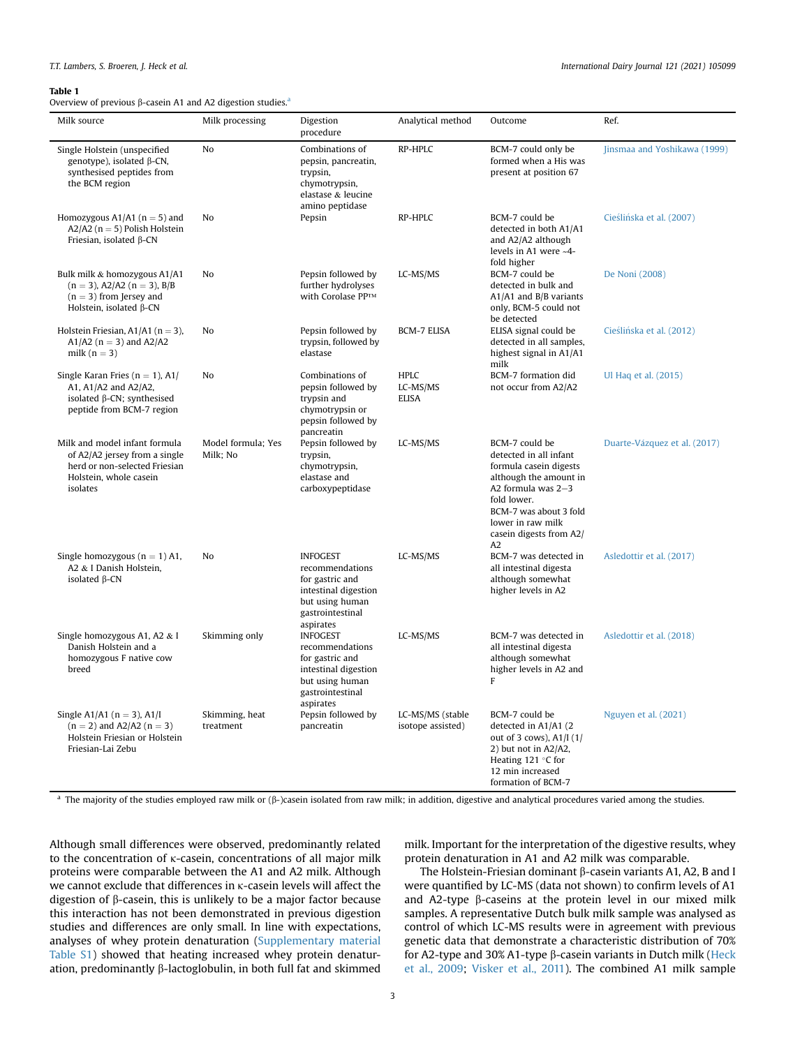**Table 1**
Overview of previous β-casein A1 and A2 digestion studies.[a]

| Milk source | Milk processing | Digestion procedure | Analytical method | Outcome | Ref. |
|---|---|---|---|---|---|
| Single Holstein (unspecified genotype), isolated β-CN, synthesised peptides from the BCM region | No | Combinations of pepsin, pancreatin, trypsin, chymotrypsin, elastase & leucine amino peptidase | RP-HPLC | BCM-7 could only be formed when a His was present at position 67 | Jinsmaa and Yoshikawa (1999) |
| Homozygous A1/A1 (n = 5) and A2/A2 (n = 5) Polish Holstein Friesian, isolated β-CN | No | Pepsin | RP-HPLC | BCM-7 could be detected in both A1/A1 and A2/A2 although levels in A1 were ~4-fold higher | Cieślińska et al. (2007) |
| Bulk milk & homozygous A1/A1 (n = 3), A2/A2 (n = 3), B/B (n = 3) from Jersey and Holstein, isolated β-CN | No | Pepsin followed by further hydrolyses with Corolase PP™ | LC-MS/MS | BCM-7 could be detected in bulk and A1/A1 and B/B variants only, BCM-5 could not be detected | De Noni (2008) |
| Holstein Friesian, A1/A1 (n = 3), A1/A2 (n = 3) and A2/A2 milk (n = 3) | No | Pepsin followed by trypsin, followed by elastase | BCM-7 ELISA | ELISA signal could be detected in all samples, highest signal in A1/A1 milk | Cieślińska et al. (2012) |
| Single Karan Fries (n = 1), A1/A1, A1/A2 and A2/A2, isolated β-CN; synthesised peptide from BCM-7 region | No | Combinations of pepsin followed by trypsin and chymotrypsin or pepsin followed by pancreatin | HPLC LC-MS/MS ELISA | BCM-7 formation did not occur from A2/A2 | Ul Haq et al. (2015) |
| Milk and model infant formula of A2/A2 jersey from a single herd or non-selected Friesian Holstein, whole casein isolates | Model formula; Yes Milk; No | Pepsin followed by trypsin, chymotrypsin, elastase and carboxypeptidase | LC-MS/MS | BCM-7 could be detected in all infant formula casein digests although the amount in A2 formula was 2–3 fold lower. BCM-7 was about 3 fold lower in raw milk casein digests from A2/A2 | Duarte-Vázquez et al. (2017) |
| Single homozygous (n = 1) A1, A2 & I Danish Holstein, isolated β-CN | No | INFOGEST recommendations for gastric and intestinal digestion but using human gastrointestinal aspirates | LC-MS/MS | BCM-7 was detected in all intestinal digesta although somewhat higher levels in A2 | Asledottir et al. (2017) |
| Single homozygous A1, A2 & I Danish Holstein and a homozygous F native cow breed | Skimming only | INFOGEST recommendations for gastric and intestinal digestion but using human gastrointestinal aspirates | LC-MS/MS | BCM-7 was detected in all intestinal digesta although somewhat higher levels in A2 and F | Asledottir et al. (2018) |
| Single A1/A1 (n = 3), A1/I (n = 2) and A2/A2 (n = 3) Holstein Friesian or Holstein Friesian-Lai Zebu | Skimming, heat treatment | Pepsin followed by pancreatin | LC-MS/MS (stable isotope assisted) | BCM-7 could be detected in A1/A1 (2 out of 3 cows), A1/I (1/2) but not in A2/A2, Heating 121 °C for 12 min increased formation of BCM-7 | Nguyen et al. (2021) |

[a] The majority of the studies employed raw milk or (β-)casein isolated from raw milk; in addition, digestive and analytical procedures varied among the studies.

Although small differences were observed, predominantly related to the concentration of κ-casein, concentrations of all major milk proteins were comparable between the A1 and A2 milk. Although we cannot exclude that differences in κ-casein levels will affect the digestion of β-casein, this is unlikely to be a major factor because this interaction has not been demonstrated in previous digestion studies and differences are only small. In line with expectations, analyses of whey protein denaturation (Supplementary material Table S1) showed that heating increased whey protein denaturation, predominantly β-lactoglobulin, in both full fat and skimmed milk. Important for the interpretation of the digestive results, whey protein denaturation in A1 and A2 milk was comparable.

The Holstein-Friesian dominant β-casein variants A1, A2, B and I were quantified by LC-MS (data not shown) to confirm levels of A1 and A2-type β-caseins at the protein level in our mixed milk samples. A representative Dutch bulk milk sample was analysed as control of which LC-MS results were in agreement with previous genetic data that demonstrate a characteristic distribution of 70% for A2-type and 30% A1-type β-casein variants in Dutch milk (Heck et al., 2009; Visker et al., 2011). The combined A1 milk sample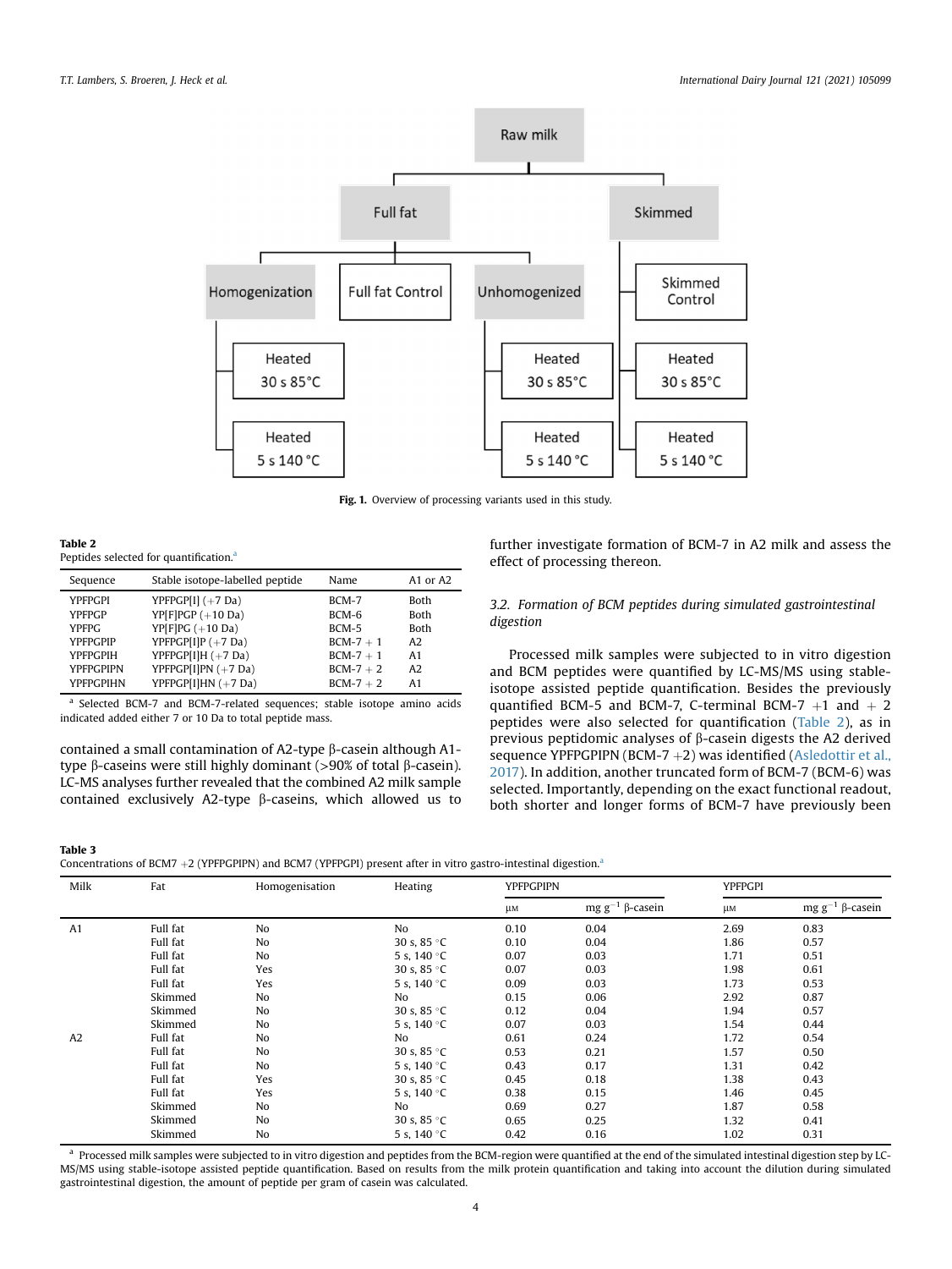Fig. 1. Overview of processing variants used in this study.

**Table 2**
Peptides selected for quantification.[a]

| Sequence | Stable isotope-labelled peptide | Name | A1 or A2 |
|---|---|---|---|
| YPFPGPI | YPFPGP[I] (+7 Da) | BCM-7 | Both |
| YPFPGP | YP[F]PGP (+10 Da) | BCM-6 | Both |
| YPFPG | YP[F]PG (+10 Da) | BCM-5 | Both |
| YPFPGPIP | YPFPGP[I]P (+7 Da) | BCM-7 + 1 | A2 |
| YPFPGPIH | YPFPGP[I]H (+7 Da) | BCM-7 + 1 | A1 |
| YPFPGPIPN | YPFPGP[I]PN (+7 Da) | BCM-7 + 2 | A2 |
| YPFPGPIHN | YPFPGP[I]HN (+7 Da) | BCM-7 + 2 | A1 |

[a] Selected BCM-7 and BCM-7-related sequences; stable isotope amino acids indicated added either 7 or 10 Da to total peptide mass.

contained a small contamination of A2-type β-casein although A1-type β-caseins were still highly dominant (>90% of total β-casein). LC-MS analyses further revealed that the combined A2 milk sample contained exclusively A2-type β-caseins, which allowed us to further investigate formation of BCM-7 in A2 milk and assess the effect of processing thereon.

### 3.2. Formation of BCM peptides during simulated gastrointestinal digestion

Processed milk samples were subjected to in vitro digestion and BCM peptides were quantified by LC-MS/MS using stable-isotope assisted peptide quantification. Besides the previously quantified BCM-5 and BCM-7, C-terminal BCM-7 +1 and + 2 peptides were also selected for quantification (Table 2), as in previous peptidomic analyses of β-casein digests the A2 derived sequence YPFPGPIPN (BCM-7 +2) was identified (Asledottir et al., 2017). In addition, another truncated form of BCM-7 (BCM-6) was selected. Importantly, depending on the exact functional readout, both shorter and longer forms of BCM-7 have previously been

**Table 3**
Concentrations of BCM7 +2 (YPFPGPIPN) and BCM7 (YPFPGPI) present after in vitro gastro-intestinal digestion.[a]

| Milk | Fat | Homogenisation | Heating | YPFPGPIPN | | YPFPGPI | |
|---|---|---|---|---|---|---|---|
| | | | | μM | mg g⁻¹ β-casein | μM | mg g⁻¹ β-casein |
| A1 | Full fat | No | No | 0.10 | 0.04 | 2.69 | 0.83 |
| | Full fat | No | 30 s, 85 °C | 0.10 | 0.04 | 1.86 | 0.57 |
| | Full fat | No | 5 s, 140 °C | 0.07 | 0.03 | 1.71 | 0.51 |
| | Full fat | Yes | 30 s, 85 °C | 0.07 | 0.03 | 1.98 | 0.61 |
| | Full fat | Yes | 5 s, 140 °C | 0.09 | 0.03 | 1.73 | 0.53 |
| | Skimmed | No | No | 0.15 | 0.06 | 2.92 | 0.87 |
| | Skimmed | No | 30 s, 85 °C | 0.12 | 0.04 | 1.94 | 0.57 |
| | Skimmed | No | 5 s, 140 °C | 0.07 | 0.03 | 1.54 | 0.44 |
| A2 | Full fat | No | No | 0.61 | 0.24 | 1.72 | 0.54 |
| | Full fat | No | 30 s, 85 °C | 0.53 | 0.21 | 1.57 | 0.50 |
| | Full fat | No | 5 s, 140 °C | 0.43 | 0.17 | 1.31 | 0.42 |
| | Full fat | Yes | 30 s, 85 °C | 0.45 | 0.18 | 1.38 | 0.43 |
| | Full fat | Yes | 5 s, 140 °C | 0.38 | 0.15 | 1.46 | 0.45 |
| | Skimmed | No | No | 0.69 | 0.27 | 1.87 | 0.58 |
| | Skimmed | No | 30 s, 85 °C | 0.65 | 0.25 | 1.32 | 0.41 |
| | Skimmed | No | 5 s, 140 °C | 0.42 | 0.16 | 1.02 | 0.31 |

[a] Processed milk samples were subjected to in vitro digestion and peptides from the BCM-region were quantified at the end of the simulated intestinal digestion step by LC-MS/MS using stable-isotope assisted peptide quantification. Based on results from the milk protein quantification and taking into account the dilution during simulated gastrointestinal digestion, the amount of peptide per gram of casein was calculated.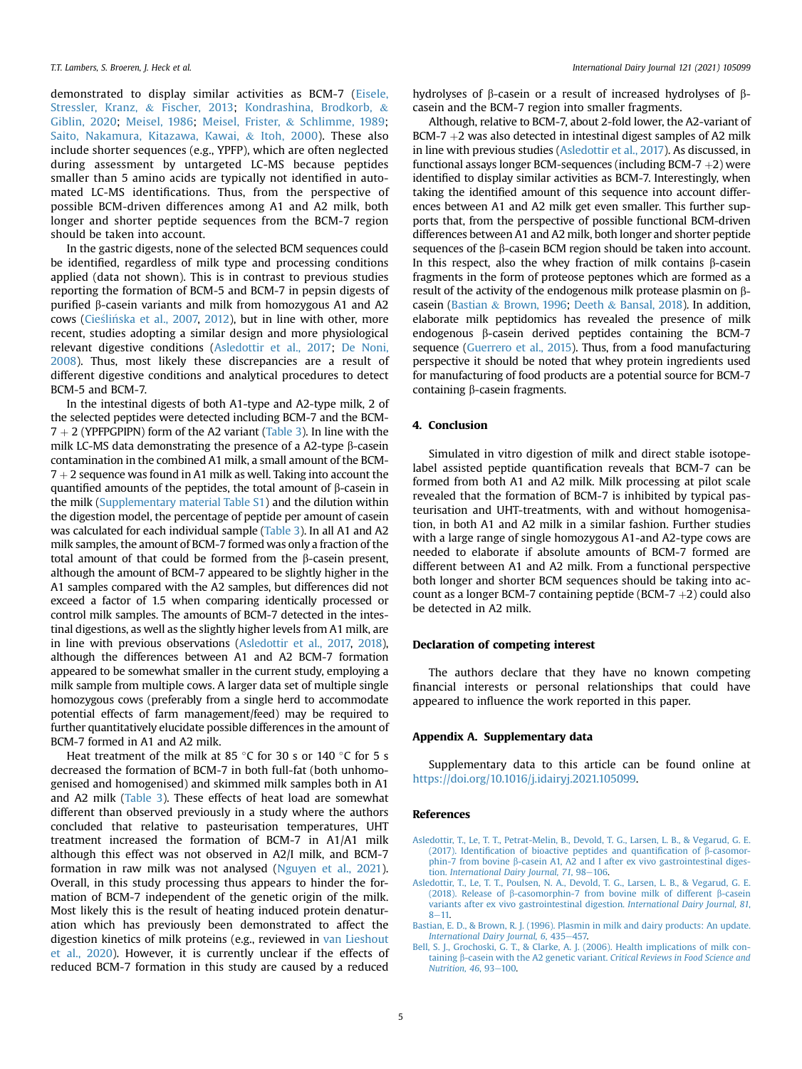demonstrated to display similar activities as BCM-7 (Eisele, Stressler, Kranz, & Fischer, 2013; Kondrashina, Brodkorb, & Giblin, 2020; Meisel, 1986; Meisel, Frister, & Schlimme, 1989; Saito, Nakamura, Kitazawa, Kawai, & Itoh, 2000). These also include shorter sequences (e.g., YPFP), which are often neglected during assessment by untargeted LC-MS because peptides smaller than 5 amino acids are typically not identified in automated LC-MS identifications. Thus, from the perspective of possible BCM-driven differences among A1 and A2 milk, both longer and shorter peptide sequences from the BCM-7 region should be taken into account.

In the gastric digests, none of the selected BCM sequences could be identified, regardless of milk type and processing conditions applied (data not shown). This is in contrast to previous studies reporting the formation of BCM-5 and BCM-7 in pepsin digests of purified β-casein variants and milk from homozygous A1 and A2 cows (Cieślińska et al., 2007, 2012), but in line with other, more recent, studies adopting a similar design and more physiological relevant digestive conditions (Asledottir et al., 2017; De Noni, 2008). Thus, most likely these discrepancies are a result of different digestive conditions and analytical procedures to detect BCM-5 and BCM-7.

In the intestinal digests of both A1-type and A2-type milk, 2 of the selected peptides were detected including BCM-7 and the BCM-7 + 2 (YPFPGPIPN) form of the A2 variant (Table 3). In line with the milk LC-MS data demonstrating the presence of a A2-type β-casein contamination in the combined A1 milk, a small amount of the BCM-7 + 2 sequence was found in A1 milk as well. Taking into account the quantified amounts of the peptides, the total amount of β-casein in the milk (Supplementary material Table S1) and the dilution within the digestion model, the percentage of peptide per amount of casein was calculated for each individual sample (Table 3). In all A1 and A2 milk samples, the amount of BCM-7 formed was only a fraction of the total amount of that could be formed from the β-casein present, although the amount of BCM-7 appeared to be slightly higher in the A1 samples compared with the A2 samples, but differences did not exceed a factor of 1.5 when comparing identically processed or control milk samples. The amounts of BCM-7 detected in the intestinal digestions, as well as the slightly higher levels from A1 milk, are in line with previous observations (Asledottir et al., 2017, 2018), although the differences between A1 and A2 BCM-7 formation appeared to be somewhat smaller in the current study, employing a milk sample from multiple cows. A larger data set of multiple single homozygous cows (preferably from a single herd to accommodate potential effects of farm management/feed) may be required to further quantitatively elucidate possible differences in the amount of BCM-7 formed in A1 and A2 milk.

Heat treatment of the milk at 85 °C for 30 s or 140 °C for 5 s decreased the formation of BCM-7 in both full-fat (both unhomogenised and homogenised) and skimmed milk samples both in A1 and A2 milk (Table 3). These effects of heat load are somewhat different than observed previously in a study where the authors concluded that relative to pasteurisation temperatures, UHT treatment increased the formation of BCM-7 in A1/A1 milk although this effect was not observed in A2/I milk, and BCM-7 formation in raw milk was not analysed (Nguyen et al., 2021). Overall, in this study processing thus appears to hinder the formation of BCM-7 independent of the genetic origin of the milk. Most likely this is the result of heating induced protein denaturation which has previously been demonstrated to affect the digestion kinetics of milk proteins (e.g., reviewed in van Lieshout et al., 2020). However, it is currently unclear if the effects of reduced BCM-7 formation in this study are caused by a reduced hydrolyses of β-casein or a result of increased hydrolyses of β-casein and the BCM-7 region into smaller fragments.

Although, relative to BCM-7, about 2-fold lower, the A2-variant of BCM-7 +2 was also detected in intestinal digest samples of A2 milk in line with previous studies (Asledottir et al., 2017). As discussed, in functional assays longer BCM-sequences (including BCM-7 +2) were identified to display similar activities as BCM-7. Interestingly, when taking the identified amount of this sequence into account differences between A1 and A2 milk get even smaller. This further supports that, from the perspective of possible functional BCM-driven differences between A1 and A2 milk, both longer and shorter peptide sequences of the β-casein BCM region should be taken into account. In this respect, also the whey fraction of milk contains β-casein fragments in the form of proteose peptones which are formed as a result of the activity of the endogenous milk protease plasmin on β-casein (Bastian & Brown, 1996; Deeth & Bansal, 2018). In addition, elaborate milk peptidomics has revealed the presence of milk endogenous β-casein derived peptides containing the BCM-7 sequence (Guerrero et al., 2015). Thus, from a food manufacturing perspective it should be noted that whey protein ingredients used for manufacturing of food products are a potential source for BCM-7 containing β-casein fragments.

## 4. Conclusion

Simulated in vitro digestion of milk and direct stable isotope-label assisted peptide quantification reveals that BCM-7 can be formed from both A1 and A2 milk. Milk processing at pilot scale revealed that the formation of BCM-7 is inhibited by typical pasteurisation and UHT-treatments, with and without homogenisation, in both A1 and A2 milk in a similar fashion. Further studies with a large range of single homozygous A1-and A2-type cows are needed to elaborate if absolute amounts of BCM-7 formed are different between A1 and A2 milk. From a functional perspective both longer and shorter BCM sequences should be taking into account as a longer BCM-7 containing peptide (BCM-7 +2) could also be detected in A2 milk.

## Declaration of competing interest

The authors declare that they have no known competing financial interests or personal relationships that could have appeared to influence the work reported in this paper.

## Appendix A. Supplementary data

Supplementary data to this article can be found online at https://doi.org/10.1016/j.idairyj.2021.105099.

## References

Asledottir, T., Le, T. T., Petrat-Melin, B., Devold, T. G., Larsen, L. B., & Vegarud, G. E. (2017). Identification of bioactive peptides and quantification of β-casomorphin-7 from bovine β-casein A1, A2 and I after ex vivo gastrointestinal digestion. *International Dairy Journal, 71*, 98–106.

Asledottir, T., Le, T. T., Poulsen, N. A., Devold, T. G., Larsen, L. B., & Vegarud, G. E. (2018). Release of β-casomorphin-7 from bovine milk of different β-casein variants after ex vivo gastrointestinal digestion. *International Dairy Journal, 81*, 8–11.

Bastian, E. D., & Brown, R. J. (1996). Plasmin in milk and dairy products: An update. *International Dairy Journal, 6*, 435–457.

Bell, S. J., Grochoski, G. T., & Clarke, A. J. (2006). Health implications of milk containing β-casein with the A2 genetic variant. *Critical Reviews in Food Science and Nutrition, 46*, 93–100.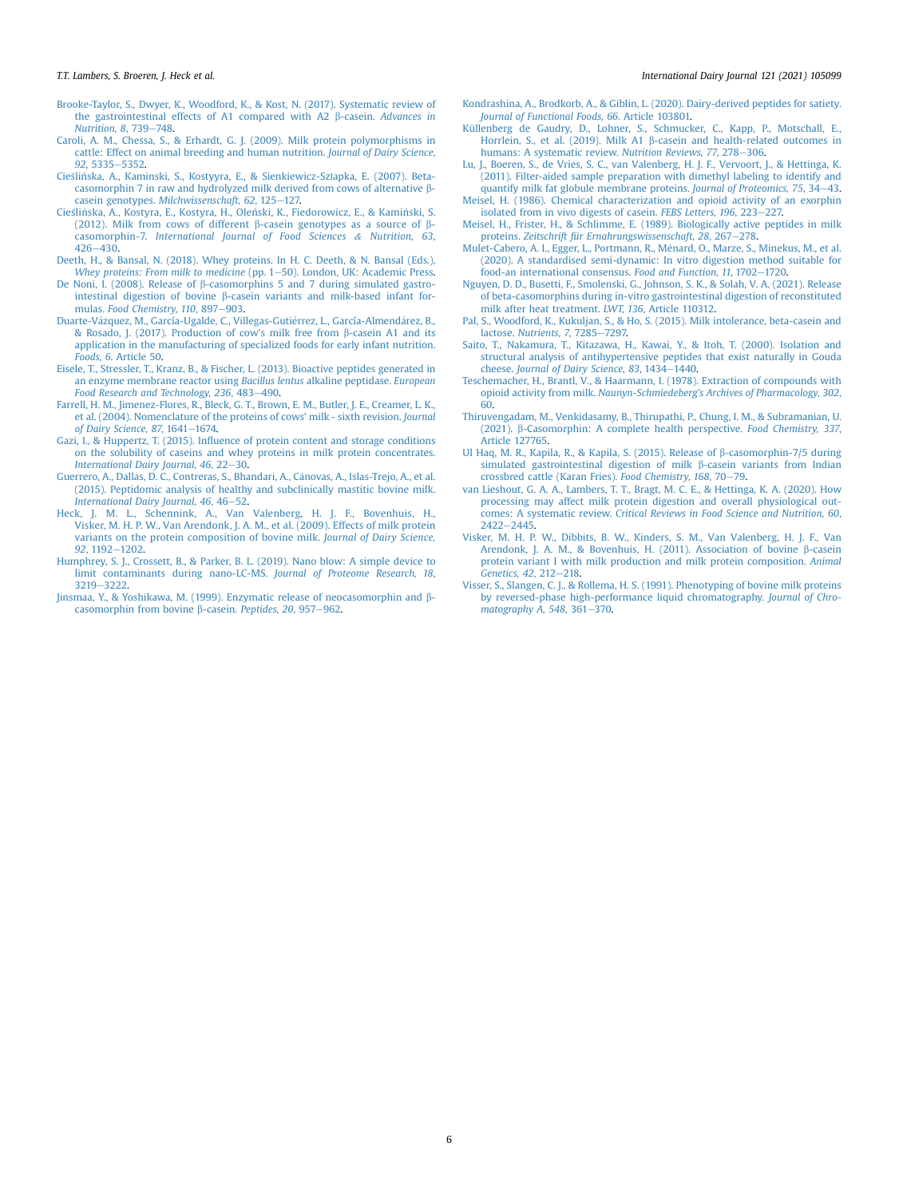Brooke-Taylor, S., Dwyer, K., Woodford, K., & Kost, N. (2017). Systematic review of the gastrointestinal effects of A1 compared with A2 β-casein. *Advances in Nutrition, 8*, 739–748.

Caroli, A. M., Chessa, S., & Erhardt, G. J. (2009). Milk protein polymorphisms in cattle: Effect on animal breeding and human nutrition. *Journal of Dairy Science, 92*, 5335–5352.

Cieślińska, A., Kaminski, S., Kostyyra, E., & Sienkiewicz-Szłapka, E. (2007). Beta-casomorphin 7 in raw and hydrolyzed milk derived from cows of alternative β-casein genotypes. *Milchwissenschaft, 62*, 125–127.

Cieślińska, A., Kostyra, E., Kostyra, H., Oleński, K., Fiedorowicz, E., & Kamiński, S. (2012). Milk from cows of different β-casein genotypes as a source of β-casomorphin-7. *International Journal of Food Sciences & Nutrition, 63*, 426–430.

Deeth, H., & Bansal, N. (2018). Whey proteins. In H. C. Deeth, & N. Bansal (Eds.), *Whey proteins: From milk to medicine* (pp. 1–50). London, UK: Academic Press.

De Noni, I. (2008). Release of β-casomorphins 5 and 7 during simulated gastro-intestinal digestion of bovine β-casein variants and milk-based infant formulas. *Food Chemistry, 110*, 897–903.

Duarte-Vázquez, M., García-Ugalde, C., Villegas-Gutiérrez, L., García-Almendárez, B., & Rosado, J. (2017). Production of cow's milk free from β-casein A1 and its application in the manufacturing of specialized foods for early infant nutrition. *Foods, 6*. Article 50.

Eisele, T., Stressler, T., Kranz, B., & Fischer, L. (2013). Bioactive peptides generated in an enzyme membrane reactor using *Bacillus lentus* alkaline peptidase. *European Food Research and Technology, 236*, 483–490.

Farrell, H. M., Jimenez-Flores, R., Bleck, G. T., Brown, E. M., Butler, J. E., Creamer, L. K., et al. (2004). Nomenclature of the proteins of cows' milk - sixth revision. *Journal of Dairy Science, 87*, 1641–1674.

Gazi, I., & Huppertz, T. (2015). Influence of protein content and storage conditions on the solubility of caseins and whey proteins in milk protein concentrates. *International Dairy Journal, 46*, 22–30.

Guerrero, A., Dallas, D. C., Contreras, S., Bhandari, A., Cánovas, A., Islas-Trejo, A., et al. (2015). Peptidomic analysis of healthy and subclinically mastitic bovine milk. *International Dairy Journal, 46*, 46–52.

Heck, J. M. L., Schennink, A., Van Valenberg, H. J. F., Bovenhuis, H., Visker, M. H. P. W., Van Arendonk, J. A. M., et al. (2009). Effects of milk protein variants on the protein composition of bovine milk. *Journal of Dairy Science, 92*, 1192–1202.

Humphrey, S. J., Crossett, B., & Parker, B. L. (2019). Nano blow: A simple device to limit contaminants during nano-LC-MS. *Journal of Proteome Research, 18*, 3219–3222.

Jinsmaa, Y., & Yoshikawa, M. (1999). Enzymatic release of neocasomorphin and β-casomorphin from bovine β-casein. *Peptides, 20*, 957–962.

Kondrashina, A., Brodkorb, A., & Giblin, L. (2020). Dairy-derived peptides for satiety. *Journal of Functional Foods, 66*. Article 103801.

Küllenberg de Gaudry, D., Lohner, S., Schmucker, C., Kapp, P., Motschall, E., Horrlein, S., et al. (2019). Milk A1 β-casein and health-related outcomes in humans: A systematic review. *Nutrition Reviews, 77*, 278–306.

Lu, J., Boeren, S., de Vries, S. C., van Valenberg, H. J. F., Vervoort, J., & Hettinga, K. (2011). Filter-aided sample preparation with dimethyl labeling to identify and quantify milk fat globule membrane proteins. *Journal of Proteomics, 75*, 34–43.

Meisel, H. (1986). Chemical characterization and opioid activity of an exorphin isolated from in vivo digests of casein. *FEBS Letters, 196*, 223–227.

Meisel, H., Frister, H., & Schlimme, E. (1989). Biologically active peptides in milk proteins. *Zeitschrift für Ernahrungswissenschaft, 28*, 267–278.

Mulet-Cabero, A. I., Egger, L., Portmann, R., Ménard, O., Marze, S., Minekus, M., et al. (2020). A standardised semi-dynamic: In vitro digestion method suitable for food-an international consensus. *Food and Function, 11*, 1702–1720.

Nguyen, D. D., Busetti, F., Smolenski, G., Johnson, S. K., & Solah, V. A. (2021). Release of beta-casomorphins during in-vitro gastrointestinal digestion of reconstituted milk after heat treatment. *LWT, 136*, Article 110312.

Pal, S., Woodford, K., Kukuljan, S., & Ho, S. (2015). Milk intolerance, beta-casein and lactose. *Nutrients, 7*, 7285–7297.

Saito, T., Nakamura, T., Kitazawa, H., Kawai, Y., & Itoh, T. (2000). Isolation and structural analysis of antihypertensive peptides that exist naturally in Gouda cheese. *Journal of Dairy Science, 83*, 1434–1440.

Teschemacher, H., Brantl, V., & Haarmann, I. (1978). Extraction of compounds with opioid activity from milk. *Naunyn-Schmiedeberg's Archives of Pharmacology, 302*, 60.

Thiruvengadam, M., Venkidasamy, B., Thirupathi, P., Chung, I. M., & Subramanian, U. (2021). β-Casomorphin: A complete health perspective. *Food Chemistry, 337*, Article 127765.

Ul Haq, M. R., Kapila, R., & Kapila, S. (2015). Release of β-casomorphin-7/5 during simulated gastrointestinal digestion of milk β-casein variants from Indian crossbred cattle (Karan Fries). *Food Chemistry, 168*, 70–79.

van Lieshout, G. A. A., Lambers, T. T., Bragt, M. C. E., & Hettinga, K. A. (2020). How processing may affect milk protein digestion and overall physiological outcomes: A systematic review. *Critical Reviews in Food Science and Nutrition, 60*, 2422–2445.

Visker, M. H. P. W., Dibbits, B. W., Kinders, S. M., Van Valenberg, H. J. F., Van Arendonk, J. A. M., & Bovenhuis, H. (2011). Association of bovine β-casein protein variant I with milk production and milk protein composition. *Animal Genetics, 42*, 212–218.

Visser, S., Slangen, C. J., & Rollema, H. S. (1991). Phenotyping of bovine milk proteins by reversed-phase high-performance liquid chromatography. *Journal of Chromatography A, 548*, 361–370.